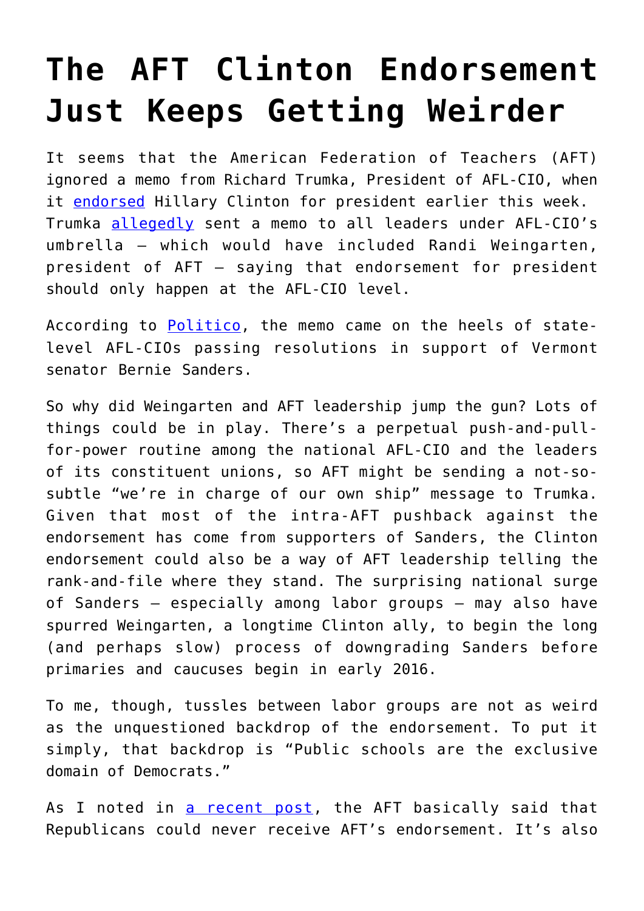# The AFT Clinton Endorsement Just Keeps Getting Weirder

It seems that the American Federation of Teachers (AFT) ignored a memo from Richard Trumka, President of AFL-CIO, when it [endorsed](#) Hillary Clinton for president earlier this week. Trumka [allegedly](#) sent a memo to all leaders under AFL-CIO's umbrella – which would have included Randi Weingarten, president of AFT – saying that endorsement for president should only happen at the AFL-CIO level.

According to [Politico](#), the memo came on the heels of state-level AFL-CIOs passing resolutions in support of Vermont senator Bernie Sanders.

So why did Weingarten and AFT leadership jump the gun? Lots of things could be in play. There's a perpetual push-and-pull-for-power routine among the national AFL-CIO and the leaders of its constituent unions, so AFT might be sending a not-so-subtle "we're in charge of our own ship" message to Trumka. Given that most of the intra-AFT pushback against the endorsement has come from supporters of Sanders, the Clinton endorsement could also be a way of AFT leadership telling the rank-and-file where they stand. The surprising national surge of Sanders – especially among labor groups – may also have spurred Weingarten, a longtime Clinton ally, to begin the long (and perhaps slow) process of downgrading Sanders before primaries and caucuses begin in early 2016.

To me, though, tussles between labor groups are not as weird as the unquestioned backdrop of the endorsement. To put it simply, that backdrop is "Public schools are the exclusive domain of Democrats."

As I noted in [a recent post](#), the AFT basically said that Republicans could never receive AFT's endorsement. It's also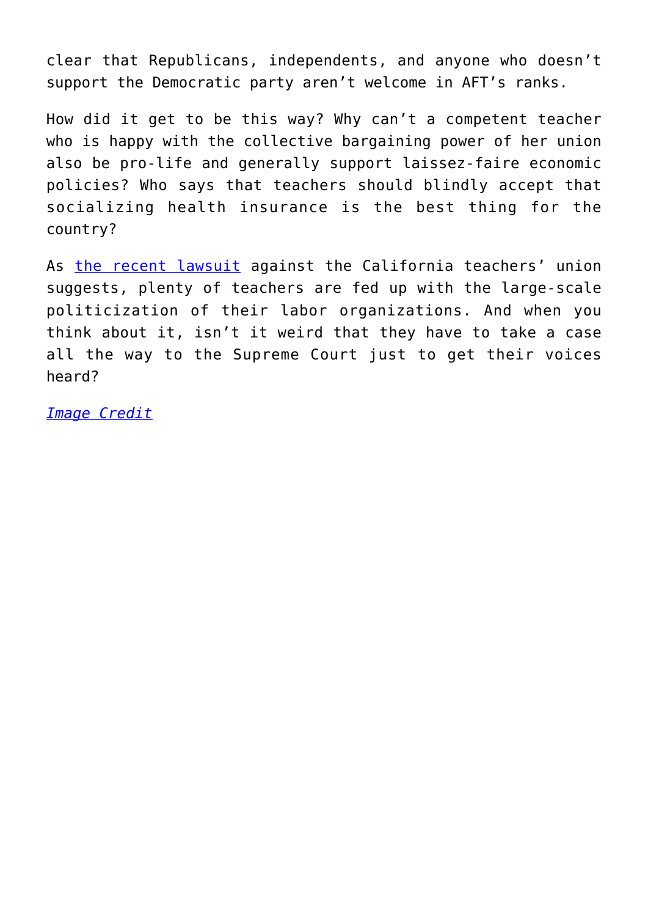clear that Republicans, independents, and anyone who doesn't support the Democratic party aren't welcome in AFT's ranks.

How did it get to be this way? Why can't a competent teacher who is happy with the collective bargaining power of her union also be pro-life and generally support laissez-faire economic policies? Who says that teachers should blindly accept that socializing health insurance is the best thing for the country?

As the recent lawsuit against the California teachers' union suggests, plenty of teachers are fed up with the large-scale politicization of their labor organizations. And when you think about it, isn't it weird that they have to take a case all the way to the Supreme Court just to get their voices heard?

*Image Credit*